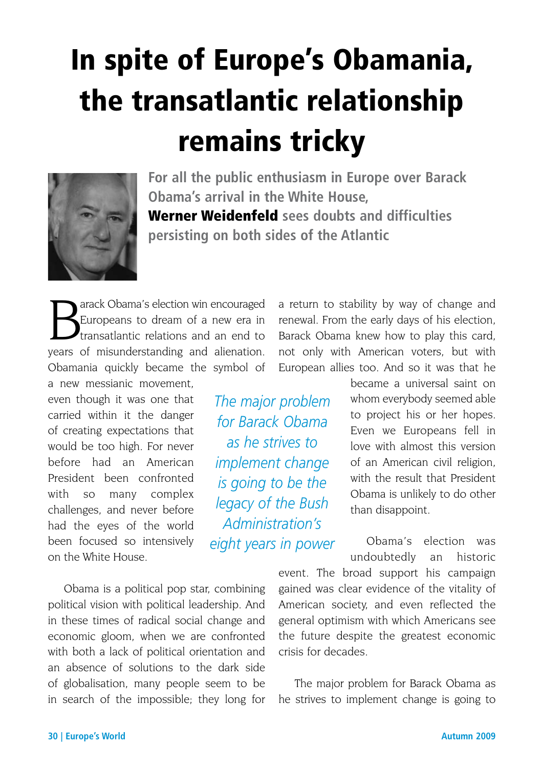# In spite of Europe's Obamania, the transatlantic relationship remains tricky

**For all the public enthusiasm in Europe over Barack Obama's arrival in the White House, Werner Weidenfeld sees doubts and difficulties persisting on both sides of the Atlantic**

Barack Obama's election win encouraged Europeans to dream of a new era in transatlantic relations and an end to years of misunderstanding and alienation. Obamania quickly became the symbol of a new messianic movement, even though it was one that carried within it the danger of creating expectations that would be too high. For never before had an American President been confronted with so many complex challenges, and never before had the eyes of the world been focused so intensively on the White House.

Obama is a political pop star, combining political vision with political leadership. And in these times of radical social change and economic gloom, when we are confronted with both a lack of political orientation and an absence of solutions to the dark side of globalisation, many people seem to be in search of the impossible; they long for a return to stability by way of change and renewal. From the early days of his election, Barack Obama knew how to play this card, not only with American voters, but with European allies too. And so it was that he became a universal saint on whom everybody seemed able to project his or her hopes. Even we Europeans fell in love with almost this version of an American civil religion, with the result that President Obama is unlikely to do other than disappoint.

*The major problem for Barack Obama as he strives to implement change is going to be the legacy of the Bush Administration's eight years in power*

Obama's election was undoubtedly an historic event. The broad support his campaign gained was clear evidence of the vitality of American society, and even reflected the general optimism with which Americans see the future despite the greatest economic crisis for decades.

The major problem for Barack Obama as he strives to implement change is going to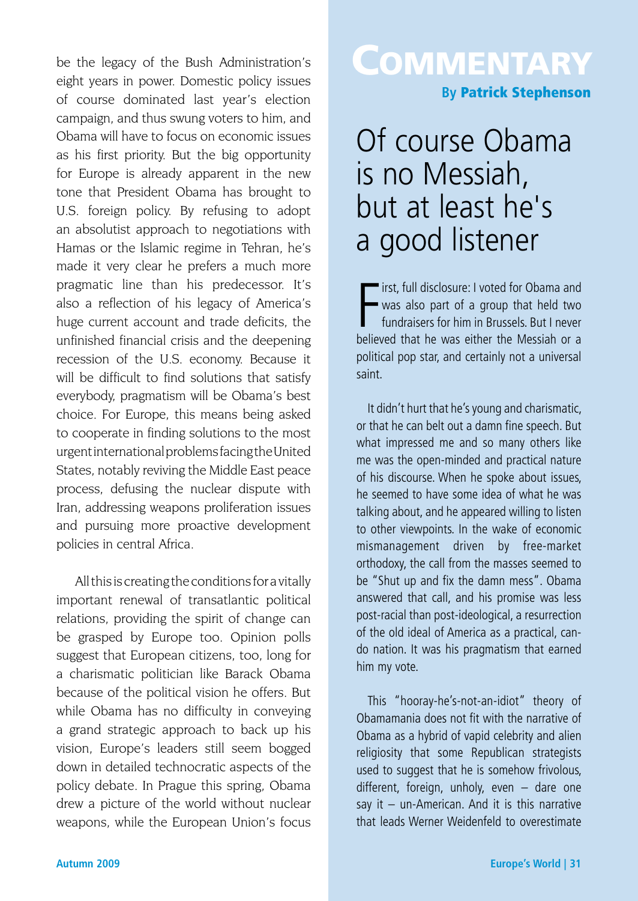be the legacy of the Bush Administration's eight years in power. Domestic policy issues of course dominated last year's election campaign, and thus swung voters to him, and Obama will have to focus on economic issues as his first priority. But the big opportunity for Europe is already apparent in the new tone that President Obama has brought to U.S. foreign policy. By refusing to adopt an absolutist approach to negotiations with Hamas or the Islamic regime in Tehran, he's made it very clear he prefers a much more pragmatic line than his predecessor. It's also a reflection of his legacy of America's huge current account and trade deficits, the unfinished financial crisis and the deepening recession of the U.S. economy. Because it will be difficult to find solutions that satisfy everybody, pragmatism will be Obama's best choice. For Europe, this means being asked to cooperate in finding solutions to the most urgent international problems facing the United States, notably reviving the Middle East peace process, defusing the nuclear dispute with Iran, addressing weapons proliferation issues and pursuing more proactive development policies in central Africa.

All this is creating the conditions for a vitally important renewal of transatlantic political relations, providing the spirit of change can be grasped by Europe too. Opinion polls suggest that European citizens, too, long for a charismatic politician like Barack Obama because of the political vision he offers. But while Obama has no difficulty in conveying a grand strategic approach to back up his vision, Europe's leaders still seem bogged down in detailed technocratic aspects of the policy debate. In Prague this spring, Obama drew a picture of the world without nuclear weapons, while the European Union's focus

# Commentary

**By Patrick Stephenson**

## Of course Obama is no Messiah, but at least he's a good listener

First, full disclosure: I voted for Obama and was also part of a group that held two fundraisers for him in Brussels. But I never believed that he was either the Messiah or a political pop star, and certainly not a universal saint.

It didn't hurt that he's young and charismatic, or that he can belt out a damn fine speech. But what impressed me and so many others like me was the open-minded and practical nature of his discourse. When he spoke about issues, he seemed to have some idea of what he was talking about, and he appeared willing to listen to other viewpoints. In the wake of economic mismanagement driven by free-market orthodoxy, the call from the masses seemed to be "Shut up and fix the damn mess". Obama answered that call, and his promise was less post-racial than post-ideological, a resurrection of the old ideal of America as a practical, can-do nation. It was his pragmatism that earned him my vote.

This "hooray-he's-not-an-idiot" theory of Obamamania does not fit with the narrative of Obama as a hybrid of vapid celebrity and alien religiosity that some Republican strategists used to suggest that he is somehow frivolous, different, foreign, unholy, even – dare one say it – un-American. And it is this narrative that leads Werner Weidenfeld to overestimate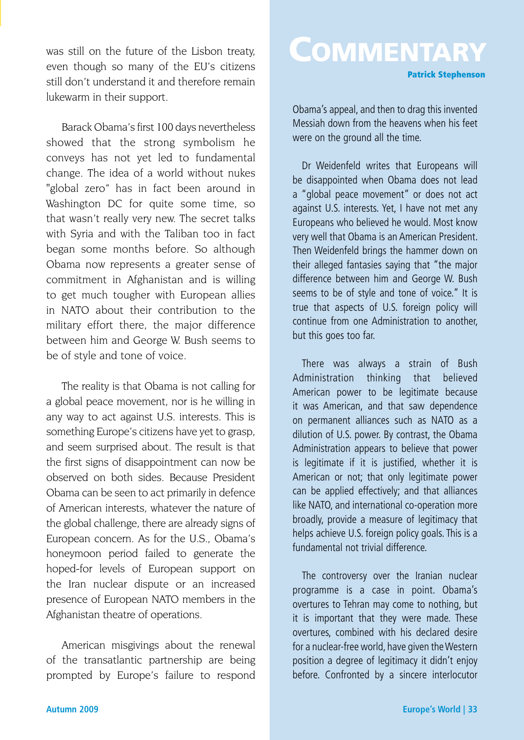was still on the future of the Lisbon treaty, even though so many of the EU's citizens still don't understand it and therefore remain lukewarm in their support.

Barack Obama's first 100 days nevertheless showed that the strong symbolism he conveys has not yet led to fundamental change. The idea of a world without nukes "global zero" has in fact been around in Washington DC for quite some time, so that wasn't really very new. The secret talks with Syria and with the Taliban too in fact began some months before. So although Obama now represents a greater sense of commitment in Afghanistan and is willing to get much tougher with European allies in NATO about their contribution to the military effort there, the major difference between him and George W. Bush seems to be of style and tone of voice.

The reality is that Obama is not calling for a global peace movement, nor is he willing in any way to act against U.S. interests. This is something Europe's citizens have yet to grasp, and seem surprised about. The result is that the first signs of disappointment can now be observed on both sides. Because President Obama can be seen to act primarily in defence of American interests, whatever the nature of the global challenge, there are already signs of European concern. As for the U.S., Obama's honeymoon period failed to generate the hoped-for levels of European support on the Iran nuclear dispute or an increased presence of European NATO members in the Afghanistan theatre of operations.

American misgivings about the renewal of the transatlantic partnership are being prompted by Europe's failure to respond

# COMMENTARY

**Patrick Stephenson**

Obama's appeal, and then to drag this invented Messiah down from the heavens when his feet were on the ground all the time.

Dr Weidenfeld writes that Europeans will be disappointed when Obama does not lead a "global peace movement" or does not act against U.S. interests. Yet, I have not met any Europeans who believed he would. Most know very well that Obama is an American President. Then Weidenfeld brings the hammer down on their alleged fantasies saying that "the major difference between him and George W. Bush seems to be of style and tone of voice." It is true that aspects of U.S. foreign policy will continue from one Administration to another, but this goes too far.

There was always a strain of Bush Administration thinking that believed American power to be legitimate because it was American, and that saw dependence on permanent alliances such as NATO as a dilution of U.S. power. By contrast, the Obama Administration appears to believe that power is legitimate if it is justified, whether it is American or not; that only legitimate power can be applied effectively; and that alliances like NATO, and international co-operation more broadly, provide a measure of legitimacy that helps achieve U.S. foreign policy goals. This is a fundamental not trivial difference.

The controversy over the Iranian nuclear programme is a case in point. Obama's overtures to Tehran may come to nothing, but it is important that they were made. These overtures, combined with his declared desire for a nuclear-free world, have given the Western position a degree of legitimacy it didn't enjoy before. Confronted by a sincere interlocutor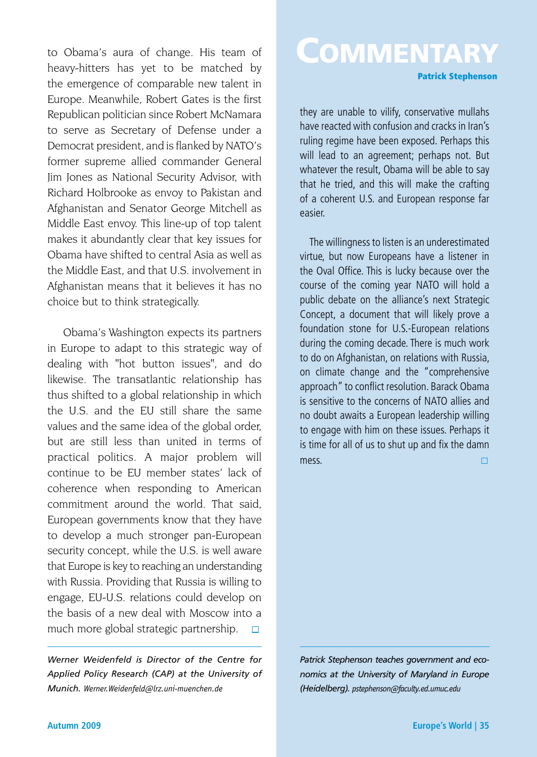to Obama's aura of change. His team of heavy-hitters has yet to be matched by the emergence of comparable new talent in Europe. Meanwhile, Robert Gates is the first Republican politician since Robert McNamara to serve as Secretary of Defense under a Democrat president, and is flanked by NATO's former supreme allied commander General Jim Jones as National Security Advisor, with Richard Holbrooke as envoy to Pakistan and Afghanistan and Senator George Mitchell as Middle East envoy. This line-up of top talent makes it abundantly clear that key issues for Obama have shifted to central Asia as well as the Middle East, and that U.S. involvement in Afghanistan means that it believes it has no choice but to think strategically.

Obama's Washington expects its partners in Europe to adapt to this strategic way of dealing with "hot button issues", and do likewise. The transatlantic relationship has thus shifted to a global relationship in which the U.S. and the EU still share the same values and the same idea of the global order, but are still less than united in terms of practical politics. A major problem will continue to be EU member states' lack of coherence when responding to American commitment around the world. That said, European governments know that they have to develop a much stronger pan-European security concept, while the U.S. is well aware that Europe is key to reaching an understanding with Russia. Providing that Russia is willing to engage, EU-U.S. relations could develop on the basis of a new deal with Moscow into a much more global strategic partnership. □

---

*Werner Weidenfeld is Director of the Centre for Applied Policy Research (CAP) at the University of Munich. Werner.Weidenfeld@lrz.uni-muenchen.de*

# COMMENTARY

**Patrick Stephenson**

they are unable to vilify, conservative mullahs have reacted with confusion and cracks in Iran's ruling regime have been exposed. Perhaps this will lead to an agreement; perhaps not. But whatever the result, Obama will be able to say that he tried, and this will make the crafting of a coherent U.S. and European response far easier.

The willingness to listen is an underestimated virtue, but now Europeans have a listener in the Oval Office. This is lucky because over the course of the coming year NATO will hold a public debate on the alliance's next Strategic Concept, a document that will likely prove a foundation stone for U.S.-European relations during the coming decade. There is much work to do on Afghanistan, on relations with Russia, on climate change and the "comprehensive approach" to conflict resolution. Barack Obama is sensitive to the concerns of NATO allies and no doubt awaits a European leadership willing to engage with him on these issues. Perhaps it is time for all of us to shut up and fix the damn mess. □

---

*Patrick Stephenson teaches government and economics at the University of Maryland in Europe (Heidelberg). pstephenson@faculty.ed.umuc.edu*